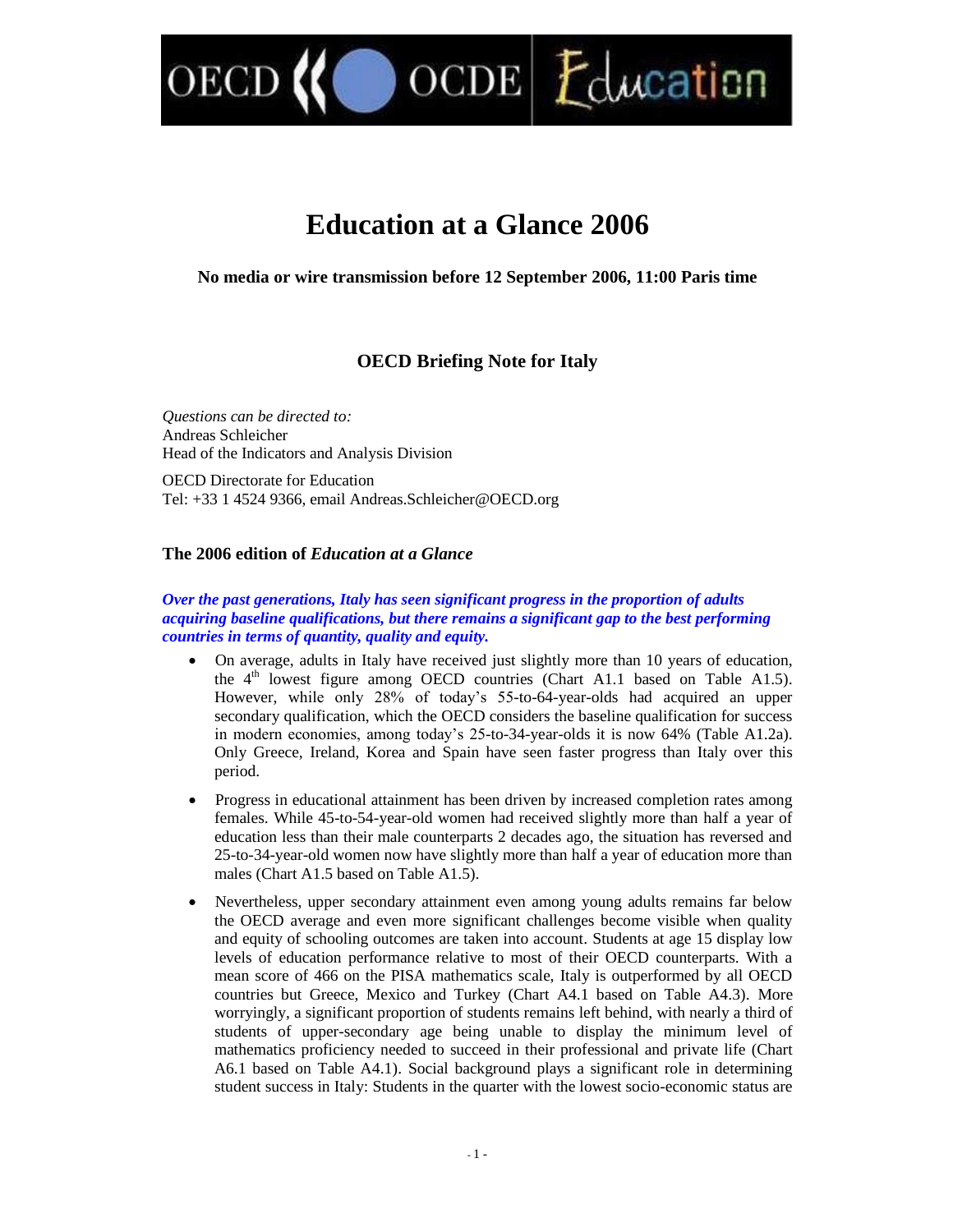# Education at a Glance 2006

**No media or wire transmission before 12 September 2006, 11:00 Paris time**

## OECD Briefing Note for Italy

*Questions can be directed to:*
Andreas Schleicher
Head of the Indicators and Analysis Division

OECD Directorate for Education
Tel: +33 1 4524 9366, email Andreas.Schleicher@OECD.org

### The 2006 edition of *Education at a Glance*

***Over the past generations, Italy has seen significant progress in the proportion of adults acquiring baseline qualifications, but there remains a significant gap to the best performing countries in terms of quantity, quality and equity.***

- On average, adults in Italy have received just slightly more than 10 years of education, the 4th lowest figure among OECD countries (Chart A1.1 based on Table A1.5). However, while only 28% of today's 55-to-64-year-olds had acquired an upper secondary qualification, which the OECD considers the baseline qualification for success in modern economies, among today's 25-to-34-year-olds it is now 64% (Table A1.2a). Only Greece, Ireland, Korea and Spain have seen faster progress than Italy over this period.
- Progress in educational attainment has been driven by increased completion rates among females. While 45-to-54-year-old women had received slightly more than half a year of education less than their male counterparts 2 decades ago, the situation has reversed and 25-to-34-year-old women now have slightly more than half a year of education more than males (Chart A1.5 based on Table A1.5).
- Nevertheless, upper secondary attainment even among young adults remains far below the OECD average and even more significant challenges become visible when quality and equity of schooling outcomes are taken into account. Students at age 15 display low levels of education performance relative to most of their OECD counterparts. With a mean score of 466 on the PISA mathematics scale, Italy is outperformed by all OECD countries but Greece, Mexico and Turkey (Chart A4.1 based on Table A4.3). More worryingly, a significant proportion of students remains left behind, with nearly a third of students of upper-secondary age being unable to display the minimum level of mathematics proficiency needed to succeed in their professional and private life (Chart A6.1 based on Table A4.1). Social background plays a significant role in determining student success in Italy: Students in the quarter with the lowest socio-economic status are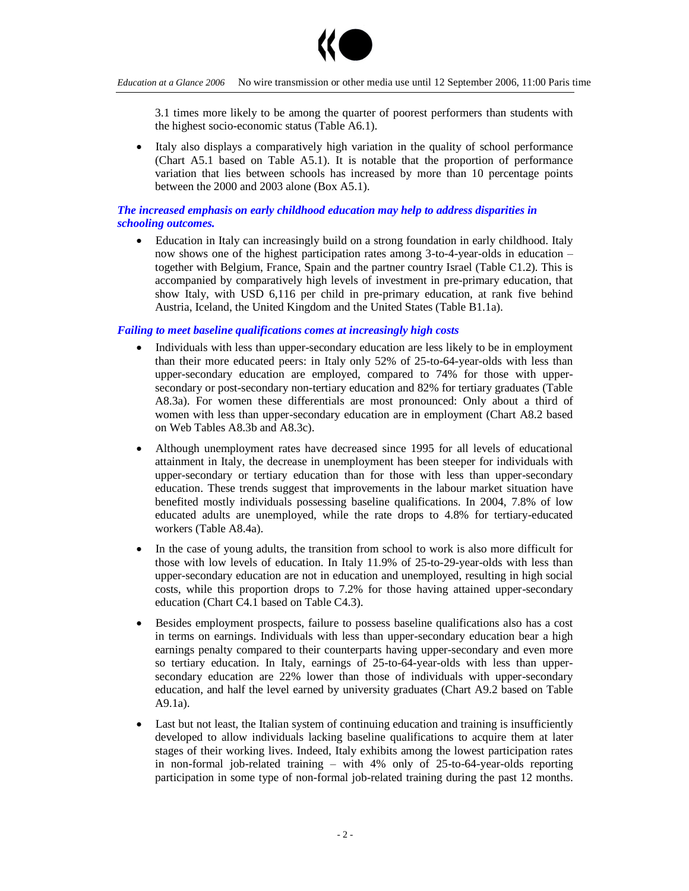3.1 times more likely to be among the quarter of poorest performers than students with the highest socio-economic status (Table A6.1).

- Italy also displays a comparatively high variation in the quality of school performance (Chart A5.1 based on Table A5.1). It is notable that the proportion of performance variation that lies between schools has increased by more than 10 percentage points between the 2000 and 2003 alone (Box A5.1).

***The increased emphasis on early childhood education may help to address disparities in schooling outcomes.***

- Education in Italy can increasingly build on a strong foundation in early childhood. Italy now shows one of the highest participation rates among 3-to-4-year-olds in education – together with Belgium, France, Spain and the partner country Israel (Table C1.2). This is accompanied by comparatively high levels of investment in pre-primary education, that show Italy, with USD 6,116 per child in pre-primary education, at rank five behind Austria, Iceland, the United Kingdom and the United States (Table B1.1a).

***Failing to meet baseline qualifications comes at increasingly high costs***

- Individuals with less than upper-secondary education are less likely to be in employment than their more educated peers: in Italy only 52% of 25-to-64-year-olds with less than upper-secondary education are employed, compared to 74% for those with upper-secondary or post-secondary non-tertiary education and 82% for tertiary graduates (Table A8.3a). For women these differentials are most pronounced: Only about a third of women with less than upper-secondary education are in employment (Chart A8.2 based on Web Tables A8.3b and A8.3c).

- Although unemployment rates have decreased since 1995 for all levels of educational attainment in Italy, the decrease in unemployment has been steeper for individuals with upper-secondary or tertiary education than for those with less than upper-secondary education. These trends suggest that improvements in the labour market situation have benefited mostly individuals possessing baseline qualifications. In 2004, 7.8% of low educated adults are unemployed, while the rate drops to 4.8% for tertiary-educated workers (Table A8.4a).

- In the case of young adults, the transition from school to work is also more difficult for those with low levels of education. In Italy 11.9% of 25-to-29-year-olds with less than upper-secondary education are not in education and unemployed, resulting in high social costs, while this proportion drops to 7.2% for those having attained upper-secondary education (Chart C4.1 based on Table C4.3).

- Besides employment prospects, failure to possess baseline qualifications also has a cost in terms on earnings. Individuals with less than upper-secondary education bear a high earnings penalty compared to their counterparts having upper-secondary and even more so tertiary education. In Italy, earnings of 25-to-64-year-olds with less than upper-secondary education are 22% lower than those of individuals with upper-secondary education, and half the level earned by university graduates (Chart A9.2 based on Table A9.1a).

- Last but not least, the Italian system of continuing education and training is insufficiently developed to allow individuals lacking baseline qualifications to acquire them at later stages of their working lives. Indeed, Italy exhibits among the lowest participation rates in non-formal job-related training – with 4% only of 25-to-64-year-olds reporting participation in some type of non-formal job-related training during the past 12 months.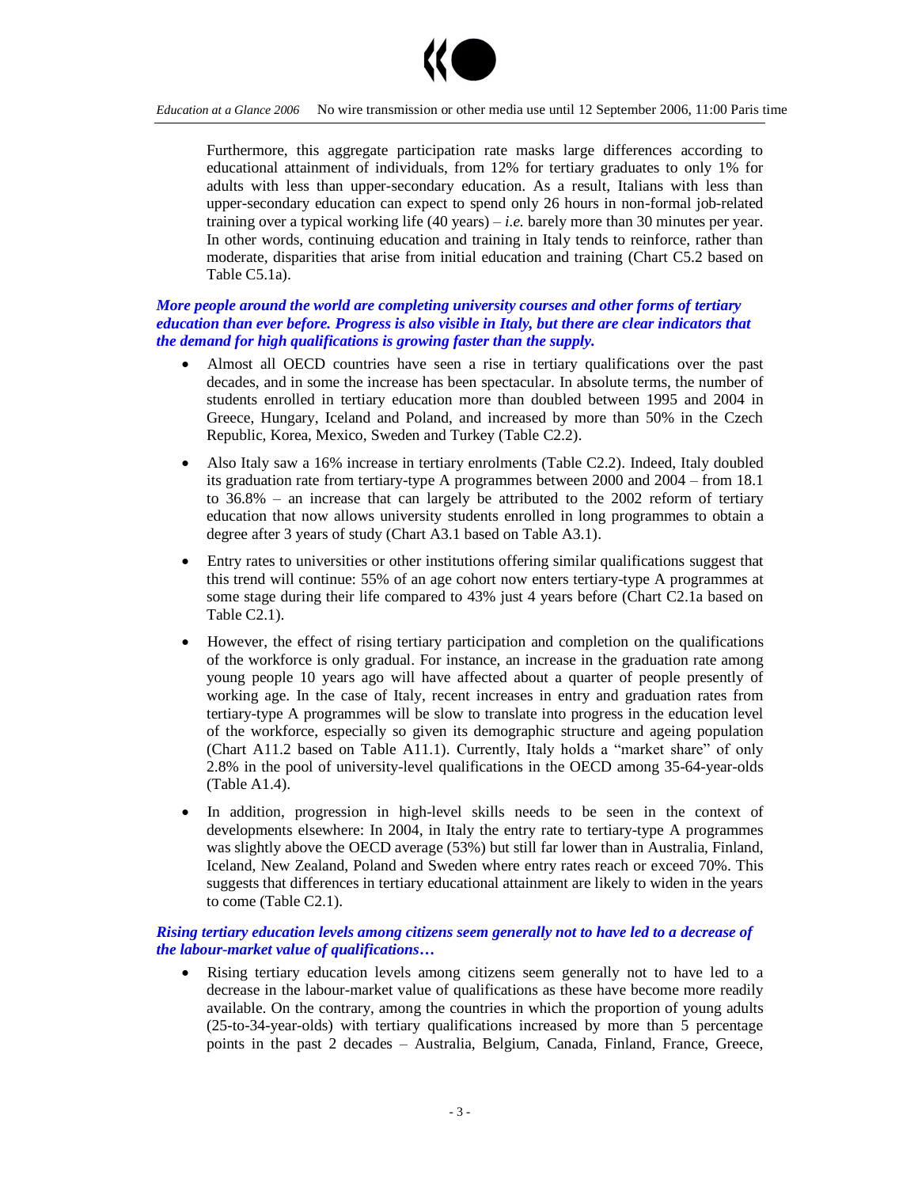Furthermore, this aggregate participation rate masks large differences according to educational attainment of individuals, from 12% for tertiary graduates to only 1% for adults with less than upper-secondary education. As a result, Italians with less than upper-secondary education can expect to spend only 26 hours in non-formal job-related training over a typical working life (40 years) – *i.e.* barely more than 30 minutes per year. In other words, continuing education and training in Italy tends to reinforce, rather than moderate, disparities that arise from initial education and training (Chart C5.2 based on Table C5.1a).

***More people around the world are completing university courses and other forms of tertiary education than ever before. Progress is also visible in Italy, but there are clear indicators that the demand for high qualifications is growing faster than the supply.***

- Almost all OECD countries have seen a rise in tertiary qualifications over the past decades, and in some the increase has been spectacular. In absolute terms, the number of students enrolled in tertiary education more than doubled between 1995 and 2004 in Greece, Hungary, Iceland and Poland, and increased by more than 50% in the Czech Republic, Korea, Mexico, Sweden and Turkey (Table C2.2).
- Also Italy saw a 16% increase in tertiary enrolments (Table C2.2). Indeed, Italy doubled its graduation rate from tertiary-type A programmes between 2000 and 2004 – from 18.1 to 36.8% – an increase that can largely be attributed to the 2002 reform of tertiary education that now allows university students enrolled in long programmes to obtain a degree after 3 years of study (Chart A3.1 based on Table A3.1).
- Entry rates to universities or other institutions offering similar qualifications suggest that this trend will continue: 55% of an age cohort now enters tertiary-type A programmes at some stage during their life compared to 43% just 4 years before (Chart C2.1a based on Table C2.1).
- However, the effect of rising tertiary participation and completion on the qualifications of the workforce is only gradual. For instance, an increase in the graduation rate among young people 10 years ago will have affected about a quarter of people presently of working age. In the case of Italy, recent increases in entry and graduation rates from tertiary-type A programmes will be slow to translate into progress in the education level of the workforce, especially so given its demographic structure and ageing population (Chart A11.2 based on Table A11.1). Currently, Italy holds a "market share" of only 2.8% in the pool of university-level qualifications in the OECD among 35-64-year-olds (Table A1.4).
- In addition, progression in high-level skills needs to be seen in the context of developments elsewhere: In 2004, in Italy the entry rate to tertiary-type A programmes was slightly above the OECD average (53%) but still far lower than in Australia, Finland, Iceland, New Zealand, Poland and Sweden where entry rates reach or exceed 70%. This suggests that differences in tertiary educational attainment are likely to widen in the years to come (Table C2.1).

***Rising tertiary education levels among citizens seem generally not to have led to a decrease of the labour-market value of qualifications…***

- Rising tertiary education levels among citizens seem generally not to have led to a decrease in the labour-market value of qualifications as these have become more readily available. On the contrary, among the countries in which the proportion of young adults (25-to-34-year-olds) with tertiary qualifications increased by more than 5 percentage points in the past 2 decades – Australia, Belgium, Canada, Finland, France, Greece,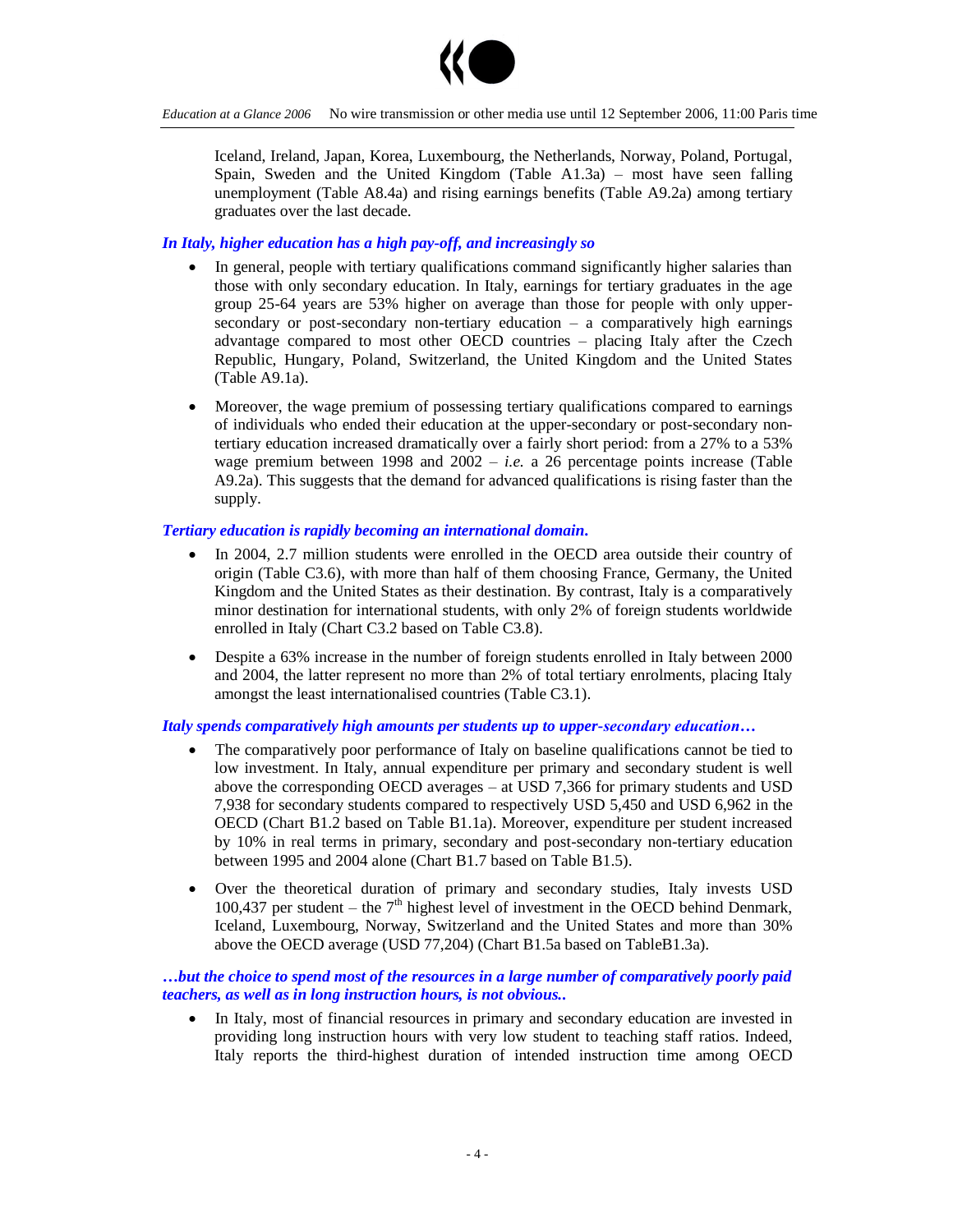Iceland, Ireland, Japan, Korea, Luxembourg, the Netherlands, Norway, Poland, Portugal, Spain, Sweden and the United Kingdom (Table A1.3a) – most have seen falling unemployment (Table A8.4a) and rising earnings benefits (Table A9.2a) among tertiary graduates over the last decade.

***In Italy, higher education has a high pay-off, and increasingly so***

- In general, people with tertiary qualifications command significantly higher salaries than those with only secondary education. In Italy, earnings for tertiary graduates in the age group 25-64 years are 53% higher on average than those for people with only upper-secondary or post-secondary non-tertiary education – a comparatively high earnings advantage compared to most other OECD countries – placing Italy after the Czech Republic, Hungary, Poland, Switzerland, the United Kingdom and the United States (Table A9.1a).

- Moreover, the wage premium of possessing tertiary qualifications compared to earnings of individuals who ended their education at the upper-secondary or post-secondary non-tertiary education increased dramatically over a fairly short period: from a 27% to a 53% wage premium between 1998 and 2002 – *i.e.* a 26 percentage points increase (Table A9.2a). This suggests that the demand for advanced qualifications is rising faster than the supply.

***Tertiary education is rapidly becoming an international domain.***

- In 2004, 2.7 million students were enrolled in the OECD area outside their country of origin (Table C3.6), with more than half of them choosing France, Germany, the United Kingdom and the United States as their destination. By contrast, Italy is a comparatively minor destination for international students, with only 2% of foreign students worldwide enrolled in Italy (Chart C3.2 based on Table C3.8).

- Despite a 63% increase in the number of foreign students enrolled in Italy between 2000 and 2004, the latter represent no more than 2% of total tertiary enrolments, placing Italy amongst the least internationalised countries (Table C3.1).

***Italy spends comparatively high amounts per students up to upper-secondary education…***

- The comparatively poor performance of Italy on baseline qualifications cannot be tied to low investment. In Italy, annual expenditure per primary and secondary student is well above the corresponding OECD averages – at USD 7,366 for primary students and USD 7,938 for secondary students compared to respectively USD 5,450 and USD 6,962 in the OECD (Chart B1.2 based on Table B1.1a). Moreover, expenditure per student increased by 10% in real terms in primary, secondary and post-secondary non-tertiary education between 1995 and 2004 alone (Chart B1.7 based on Table B1.5).

- Over the theoretical duration of primary and secondary studies, Italy invests USD 100,437 per student – the 7th highest level of investment in the OECD behind Denmark, Iceland, Luxembourg, Norway, Switzerland and the United States and more than 30% above the OECD average (USD 77,204) (Chart B1.5a based on TableB1.3a).

***…but the choice to spend most of the resources in a large number of comparatively poorly paid teachers, as well as in long instruction hours, is not obvious..***

- In Italy, most of financial resources in primary and secondary education are invested in providing long instruction hours with very low student to teaching staff ratios. Indeed, Italy reports the third-highest duration of intended instruction time among OECD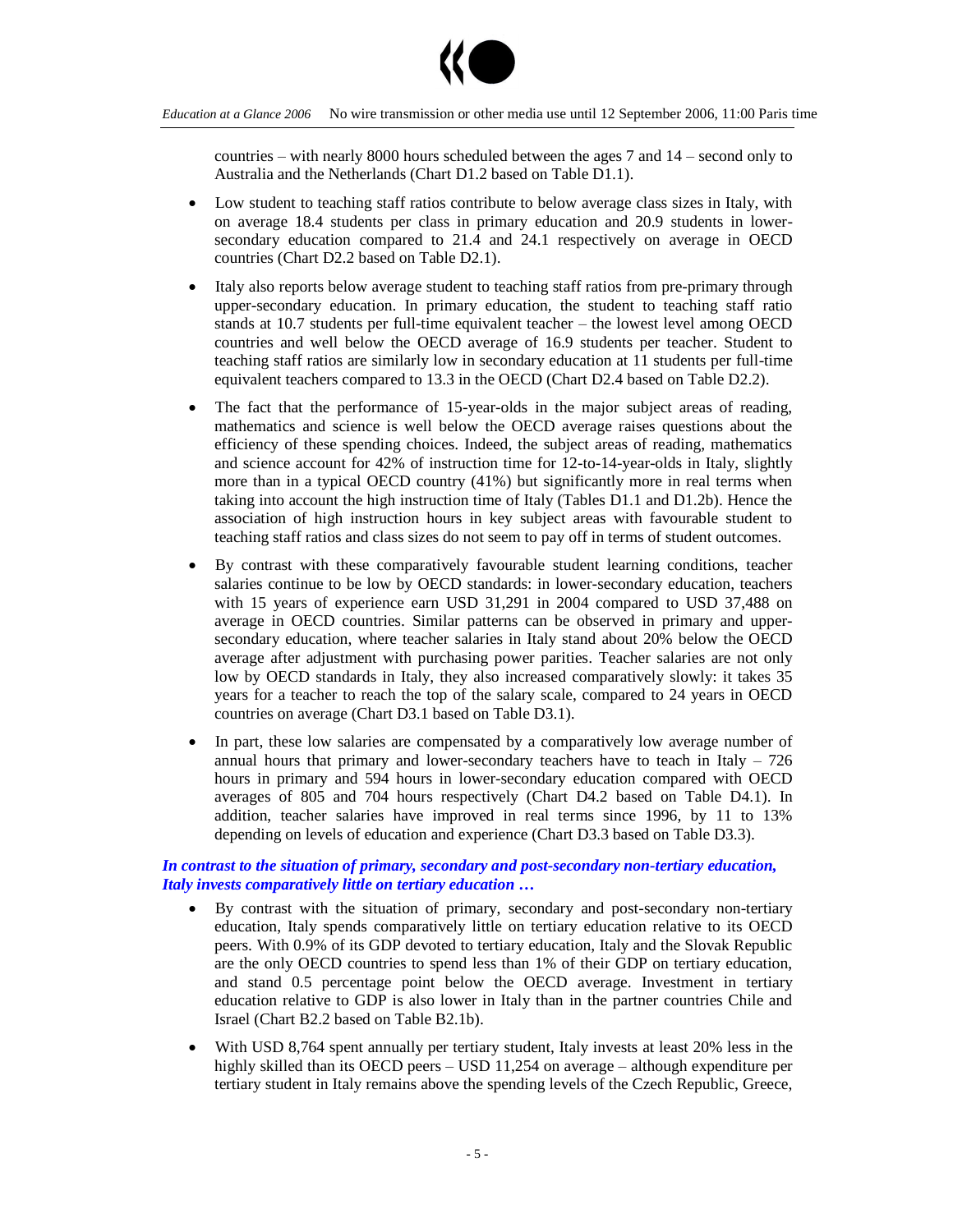countries – with nearly 8000 hours scheduled between the ages 7 and 14 – second only to Australia and the Netherlands (Chart D1.2 based on Table D1.1).

- Low student to teaching staff ratios contribute to below average class sizes in Italy, with on average 18.4 students per class in primary education and 20.9 students in lower-secondary education compared to 21.4 and 24.1 respectively on average in OECD countries (Chart D2.2 based on Table D2.1).

- Italy also reports below average student to teaching staff ratios from pre-primary through upper-secondary education. In primary education, the student to teaching staff ratio stands at 10.7 students per full-time equivalent teacher – the lowest level among OECD countries and well below the OECD average of 16.9 students per teacher. Student to teaching staff ratios are similarly low in secondary education at 11 students per full-time equivalent teachers compared to 13.3 in the OECD (Chart D2.4 based on Table D2.2).

- The fact that the performance of 15-year-olds in the major subject areas of reading, mathematics and science is well below the OECD average raises questions about the efficiency of these spending choices. Indeed, the subject areas of reading, mathematics and science account for 42% of instruction time for 12-to-14-year-olds in Italy, slightly more than in a typical OECD country (41%) but significantly more in real terms when taking into account the high instruction time of Italy (Tables D1.1 and D1.2b). Hence the association of high instruction hours in key subject areas with favourable student to teaching staff ratios and class sizes do not seem to pay off in terms of student outcomes.

- By contrast with these comparatively favourable student learning conditions, teacher salaries continue to be low by OECD standards: in lower-secondary education, teachers with 15 years of experience earn USD 31,291 in 2004 compared to USD 37,488 on average in OECD countries. Similar patterns can be observed in primary and upper-secondary education, where teacher salaries in Italy stand about 20% below the OECD average after adjustment with purchasing power parities. Teacher salaries are not only low by OECD standards in Italy, they also increased comparatively slowly: it takes 35 years for a teacher to reach the top of the salary scale, compared to 24 years in OECD countries on average (Chart D3.1 based on Table D3.1).

- In part, these low salaries are compensated by a comparatively low average number of annual hours that primary and lower-secondary teachers have to teach in Italy – 726 hours in primary and 594 hours in lower-secondary education compared with OECD averages of 805 and 704 hours respectively (Chart D4.2 based on Table D4.1). In addition, teacher salaries have improved in real terms since 1996, by 11 to 13% depending on levels of education and experience (Chart D3.3 based on Table D3.3).

***In contrast to the situation of primary, secondary and post-secondary non-tertiary education, Italy invests comparatively little on tertiary education …***

- By contrast with the situation of primary, secondary and post-secondary non-tertiary education, Italy spends comparatively little on tertiary education relative to its OECD peers. With 0.9% of its GDP devoted to tertiary education, Italy and the Slovak Republic are the only OECD countries to spend less than 1% of their GDP on tertiary education, and stand 0.5 percentage point below the OECD average. Investment in tertiary education relative to GDP is also lower in Italy than in the partner countries Chile and Israel (Chart B2.2 based on Table B2.1b).

- With USD 8,764 spent annually per tertiary student, Italy invests at least 20% less in the highly skilled than its OECD peers – USD 11,254 on average – although expenditure per tertiary student in Italy remains above the spending levels of the Czech Republic, Greece,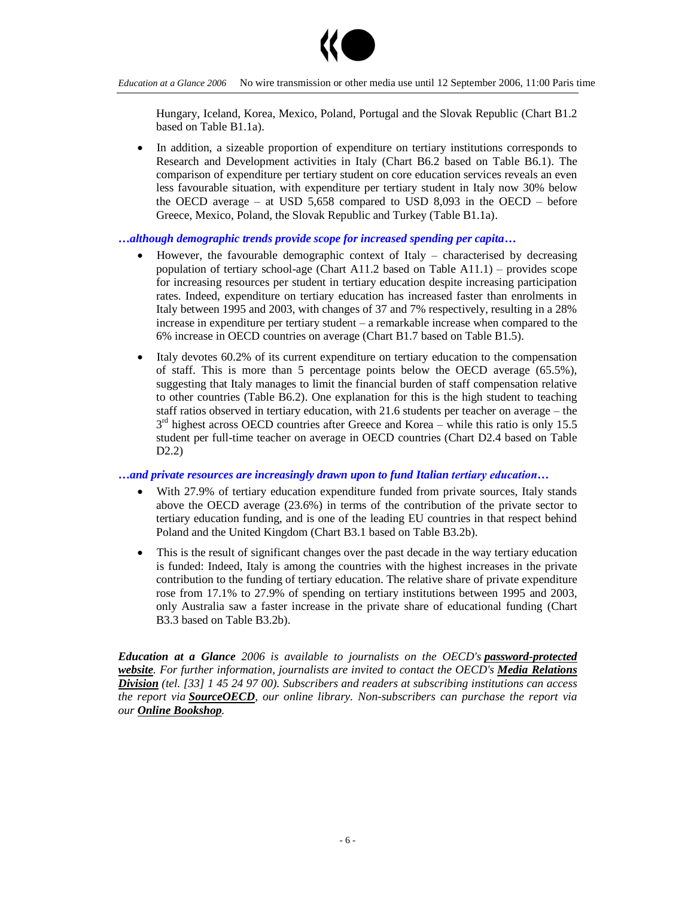Hungary, Iceland, Korea, Mexico, Poland, Portugal and the Slovak Republic (Chart B1.2 based on Table B1.1a).

- In addition, a sizeable proportion of expenditure on tertiary institutions corresponds to Research and Development activities in Italy (Chart B6.2 based on Table B6.1). The comparison of expenditure per tertiary student on core education services reveals an even less favourable situation, with expenditure per tertiary student in Italy now 30% below the OECD average – at USD 5,658 compared to USD 8,093 in the OECD – before Greece, Mexico, Poland, the Slovak Republic and Turkey (Table B1.1a).

***…although demographic trends provide scope for increased spending per capita…***

- However, the favourable demographic context of Italy – characterised by decreasing population of tertiary school-age (Chart A11.2 based on Table A11.1) – provides scope for increasing resources per student in tertiary education despite increasing participation rates. Indeed, expenditure on tertiary education has increased faster than enrolments in Italy between 1995 and 2003, with changes of 37 and 7% respectively, resulting in a 28% increase in expenditure per tertiary student – a remarkable increase when compared to the 6% increase in OECD countries on average (Chart B1.7 based on Table B1.5).

- Italy devotes 60.2% of its current expenditure on tertiary education to the compensation of staff. This is more than 5 percentage points below the OECD average (65.5%), suggesting that Italy manages to limit the financial burden of staff compensation relative to other countries (Table B6.2). One explanation for this is the high student to teaching staff ratios observed in tertiary education, with 21.6 students per teacher on average – the 3rd highest across OECD countries after Greece and Korea – while this ratio is only 15.5 student per full-time teacher on average in OECD countries (Chart D2.4 based on Table D2.2)

***…and private resources are increasingly drawn upon to fund Italian tertiary education…***

- With 27.9% of tertiary education expenditure funded from private sources, Italy stands above the OECD average (23.6%) in terms of the contribution of the private sector to tertiary education funding, and is one of the leading EU countries in that respect behind Poland and the United Kingdom (Chart B3.1 based on Table B3.2b).

- This is the result of significant changes over the past decade in the way tertiary education is funded: Indeed, Italy is among the countries with the highest increases in the private contribution to the funding of tertiary education. The relative share of private expenditure rose from 17.1% to 27.9% of spending on tertiary institutions between 1995 and 2003, only Australia saw a faster increase in the private share of educational funding (Chart B3.3 based on Table B3.2b).

***Education at a Glance** 2006 is available to journalists on the OECD's **password-protected website**. For further information, journalists are invited to contact the OECD's **Media Relations Division** (tel. [33] 1 45 24 97 00). Subscribers and readers at subscribing institutions can access the report via **SourceOECD**, our online library. Non-subscribers can purchase the report via our **Online Bookshop**.*